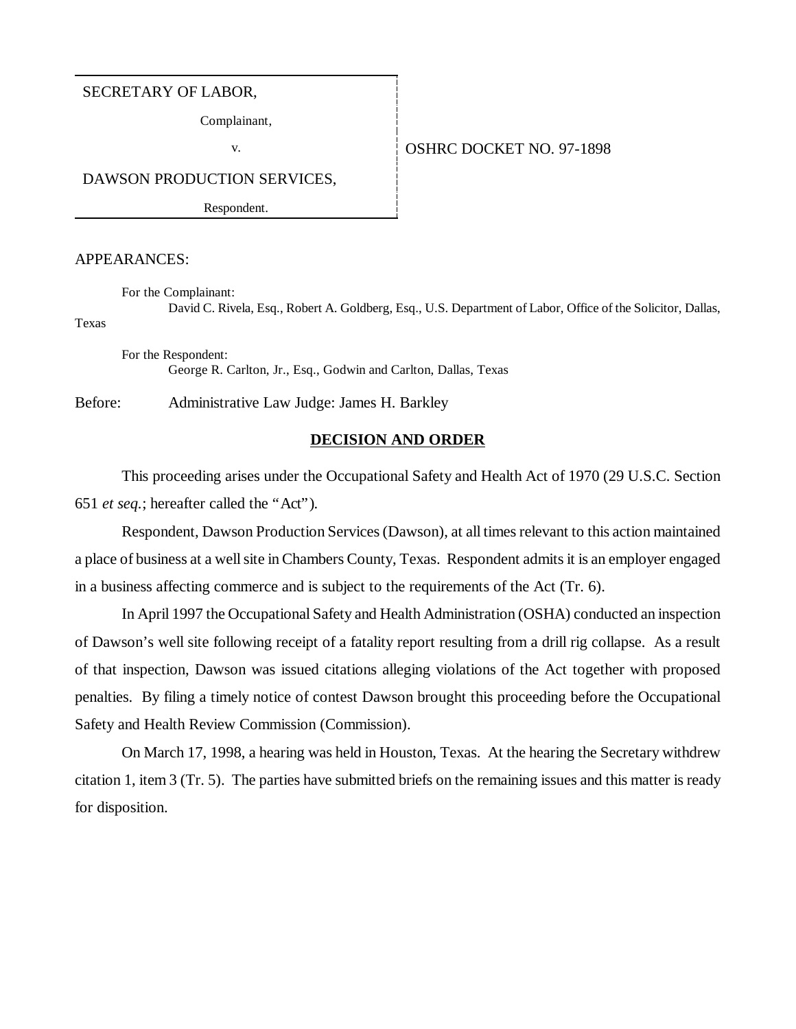SECRETARY OF LABOR,

Complainant,

v.

DAWSON PRODUCTION SERVICES,

Respondent.

OSHRC DOCKET NO. 97-1898

APPEARANCES:

For the Complainant:
David C. Rivela, Esq., Robert A. Goldberg, Esq., U.S. Department of Labor, Office of the Solicitor, Dallas, Texas

For the Respondent:
George R. Carlton, Jr., Esq., Godwin and Carlton, Dallas, Texas

Before: Administrative Law Judge: James H. Barkley

## DECISION AND ORDER

This proceeding arises under the Occupational Safety and Health Act of 1970 (29 U.S.C. Section 651 *et seq.*; hereafter called the "Act").

Respondent, Dawson Production Services (Dawson), at all times relevant to this action maintained a place of business at a well site in Chambers County, Texas. Respondent admits it is an employer engaged in a business affecting commerce and is subject to the requirements of the Act (Tr. 6).

In April 1997 the Occupational Safety and Health Administration (OSHA) conducted an inspection of Dawson's well site following receipt of a fatality report resulting from a drill rig collapse. As a result of that inspection, Dawson was issued citations alleging violations of the Act together with proposed penalties. By filing a timely notice of contest Dawson brought this proceeding before the Occupational Safety and Health Review Commission (Commission).

On March 17, 1998, a hearing was held in Houston, Texas. At the hearing the Secretary withdrew citation 1, item 3 (Tr. 5). The parties have submitted briefs on the remaining issues and this matter is ready for disposition.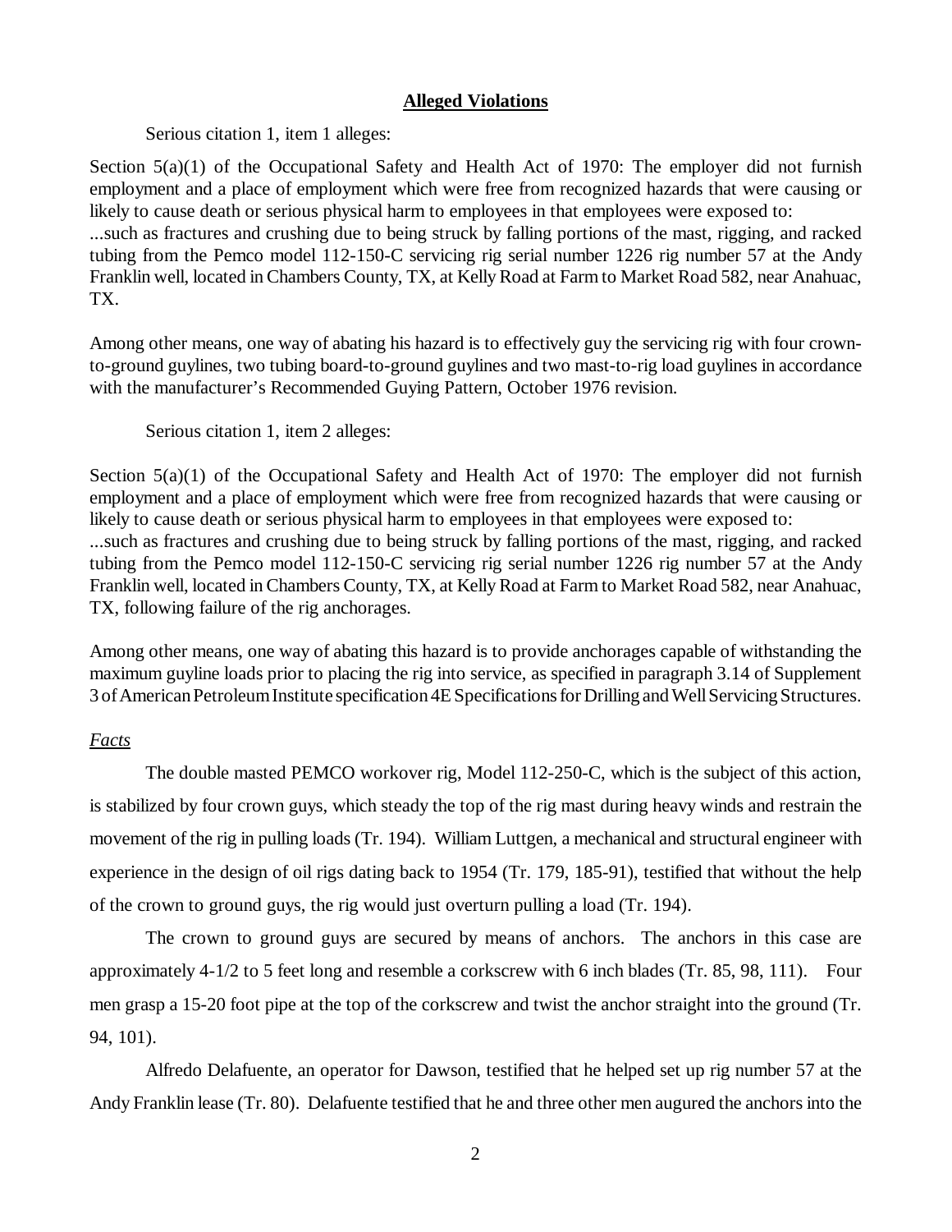## **Alleged Violations**

Serious citation 1, item 1 alleges:

Section 5(a)(1) of the Occupational Safety and Health Act of 1970: The employer did not furnish employment and a place of employment which were free from recognized hazards that were causing or likely to cause death or serious physical harm to employees in that employees were exposed to:
...such as fractures and crushing due to being struck by falling portions of the mast, rigging, and racked tubing from the Pemco model 112-150-C servicing rig serial number 1226 rig number 57 at the Andy Franklin well, located in Chambers County, TX, at Kelly Road at Farm to Market Road 582, near Anahuac, TX.

Among other means, one way of abating his hazard is to effectively guy the servicing rig with four crown-to-ground guylines, two tubing board-to-ground guylines and two mast-to-rig load guylines in accordance with the manufacturer's Recommended Guying Pattern, October 1976 revision.

Serious citation 1, item 2 alleges:

Section 5(a)(1) of the Occupational Safety and Health Act of 1970: The employer did not furnish employment and a place of employment which were free from recognized hazards that were causing or likely to cause death or serious physical harm to employees in that employees were exposed to:
...such as fractures and crushing due to being struck by falling portions of the mast, rigging, and racked tubing from the Pemco model 112-150-C servicing rig serial number 1226 rig number 57 at the Andy Franklin well, located in Chambers County, TX, at Kelly Road at Farm to Market Road 582, near Anahuac, TX, following failure of the rig anchorages.

Among other means, one way of abating this hazard is to provide anchorages capable of withstanding the maximum guyline loads prior to placing the rig into service, as specified in paragraph 3.14 of Supplement 3 of American Petroleum Institute specification 4E Specifications for Drilling and Well Servicing Structures.

*Facts*

The double masted PEMCO workover rig, Model 112-250-C, which is the subject of this action, is stabilized by four crown guys, which steady the top of the rig mast during heavy winds and restrain the movement of the rig in pulling loads (Tr. 194). William Luttgen, a mechanical and structural engineer with experience in the design of oil rigs dating back to 1954 (Tr. 179, 185-91), testified that without the help of the crown to ground guys, the rig would just overturn pulling a load (Tr. 194).

The crown to ground guys are secured by means of anchors. The anchors in this case are approximately 4-1/2 to 5 feet long and resemble a corkscrew with 6 inch blades (Tr. 85, 98, 111). Four men grasp a 15-20 foot pipe at the top of the corkscrew and twist the anchor straight into the ground (Tr. 94, 101).

Alfredo Delafuente, an operator for Dawson, testified that he helped set up rig number 57 at the Andy Franklin lease (Tr. 80). Delafuente testified that he and three other men augured the anchors into the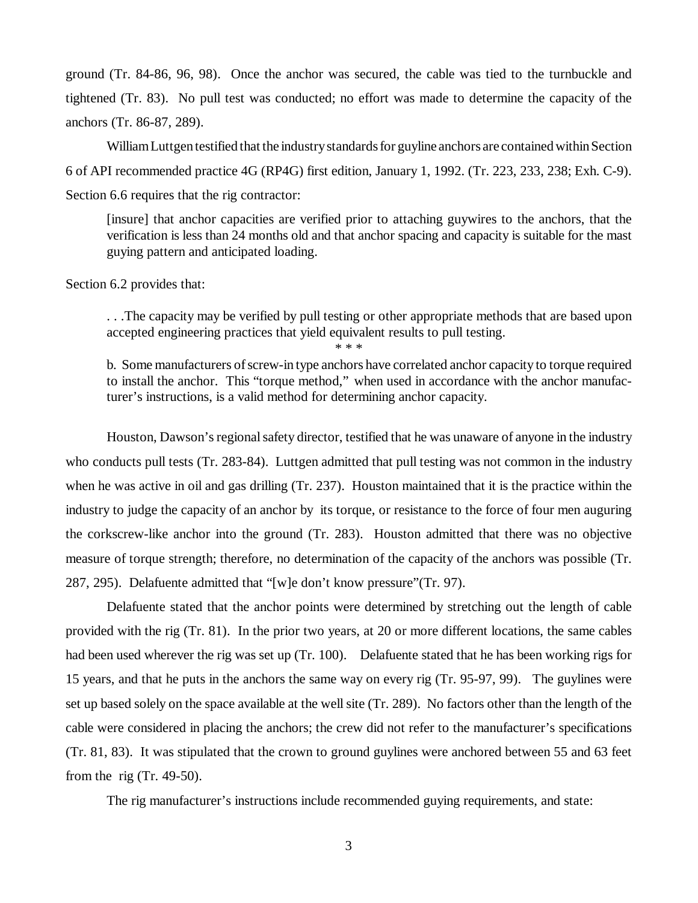ground (Tr. 84-86, 96, 98). Once the anchor was secured, the cable was tied to the turnbuckle and tightened (Tr. 83). No pull test was conducted; no effort was made to determine the capacity of the anchors (Tr. 86-87, 289).

William Luttgen testified that the industry standards for guyline anchors are contained within Section 6 of API recommended practice 4G (RP4G) first edition, January 1, 1992. (Tr. 223, 233, 238; Exh. C-9). Section 6.6 requires that the rig contractor:

> [insure] that anchor capacities are verified prior to attaching guywires to the anchors, that the verification is less than 24 months old and that anchor spacing and capacity is suitable for the mast guying pattern and anticipated loading.

Section 6.2 provides that:

> . . .The capacity may be verified by pull testing or other appropriate methods that are based upon accepted engineering practices that yield equivalent results to pull testing.
>
> \* \* \*
>
> b. Some manufacturers of screw-in type anchors have correlated anchor capacity to torque required to install the anchor. This "torque method," when used in accordance with the anchor manufacturer's instructions, is a valid method for determining anchor capacity.

Houston, Dawson's regional safety director, testified that he was unaware of anyone in the industry who conducts pull tests (Tr. 283-84). Luttgen admitted that pull testing was not common in the industry when he was active in oil and gas drilling (Tr. 237). Houston maintained that it is the practice within the industry to judge the capacity of an anchor by its torque, or resistance to the force of four men auguring the corkscrew-like anchor into the ground (Tr. 283). Houston admitted that there was no objective measure of torque strength; therefore, no determination of the capacity of the anchors was possible (Tr. 287, 295). Delafuente admitted that "[w]e don't know pressure"(Tr. 97).

Delafuente stated that the anchor points were determined by stretching out the length of cable provided with the rig (Tr. 81). In the prior two years, at 20 or more different locations, the same cables had been used wherever the rig was set up (Tr. 100). Delafuente stated that he has been working rigs for 15 years, and that he puts in the anchors the same way on every rig (Tr. 95-97, 99). The guylines were set up based solely on the space available at the well site (Tr. 289). No factors other than the length of the cable were considered in placing the anchors; the crew did not refer to the manufacturer's specifications (Tr. 81, 83). It was stipulated that the crown to ground guylines were anchored between 55 and 63 feet from the rig (Tr. 49-50).

The rig manufacturer's instructions include recommended guying requirements, and state: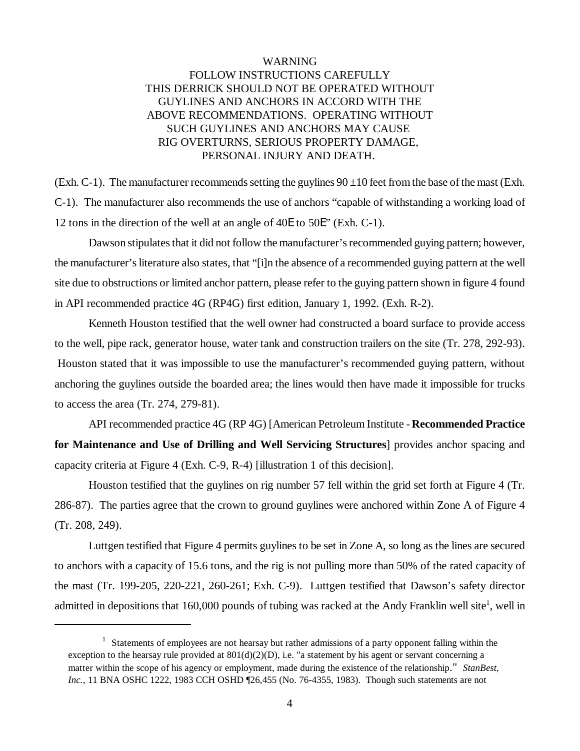WARNING
FOLLOW INSTRUCTIONS CAREFULLY
THIS DERRICK SHOULD NOT BE OPERATED WITHOUT
GUYLINES AND ANCHORS IN ACCORD WITH THE
ABOVE RECOMMENDATIONS. OPERATING WITHOUT
SUCH GUYLINES AND ANCHORS MAY CAUSE
RIG OVERTURNS, SERIOUS PROPERTY DAMAGE,
PERSONAL INJURY AND DEATH.

(Exh. C-1). The manufacturer recommends setting the guylines 90 ±10 feet from the base of the mast (Exh. C-1). The manufacturer also recommends the use of anchors "capable of withstanding a working load of 12 tons in the direction of the well at an angle of 40E to 50E" (Exh. C-1).

Dawson stipulates that it did not follow the manufacturer's recommended guying pattern; however, the manufacturer's literature also states, that "[i]n the absence of a recommended guying pattern at the well site due to obstructions or limited anchor pattern, please refer to the guying pattern shown in figure 4 found in API recommended practice 4G (RP4G) first edition, January 1, 1992. (Exh. R-2).

Kenneth Houston testified that the well owner had constructed a board surface to provide access to the well, pipe rack, generator house, water tank and construction trailers on the site (Tr. 278, 292-93). Houston stated that it was impossible to use the manufacturer's recommended guying pattern, without anchoring the guylines outside the boarded area; the lines would then have made it impossible for trucks to access the area (Tr. 274, 279-81).

API recommended practice 4G (RP 4G) [American Petroleum Institute - **Recommended Practice for Maintenance and Use of Drilling and Well Servicing Structures**] provides anchor spacing and capacity criteria at Figure 4 (Exh. C-9, R-4) [illustration 1 of this decision].

Houston testified that the guylines on rig number 57 fell within the grid set forth at Figure 4 (Tr. 286-87). The parties agree that the crown to ground guylines were anchored within Zone A of Figure 4 (Tr. 208, 249).

Luttgen testified that Figure 4 permits guylines to be set in Zone A, so long as the lines are secured to anchors with a capacity of 15.6 tons, and the rig is not pulling more than 50% of the rated capacity of the mast (Tr. 199-205, 220-221, 260-261; Exh. C-9). Luttgen testified that Dawson's safety director admitted in depositions that 160,000 pounds of tubing was racked at the Andy Franklin well site[1], well in

[1] Statements of employees are not hearsay but rather admissions of a party opponent falling within the exception to the hearsay rule provided at 801(d)(2)(D), i.e. "a statement by his agent or servant concerning a matter within the scope of his agency or employment, made during the existence of the relationship." *StanBest, Inc.*, 11 BNA OSHC 1222, 1983 CCH OSHD ¶26,455 (No. 76-4355, 1983). Though such statements are not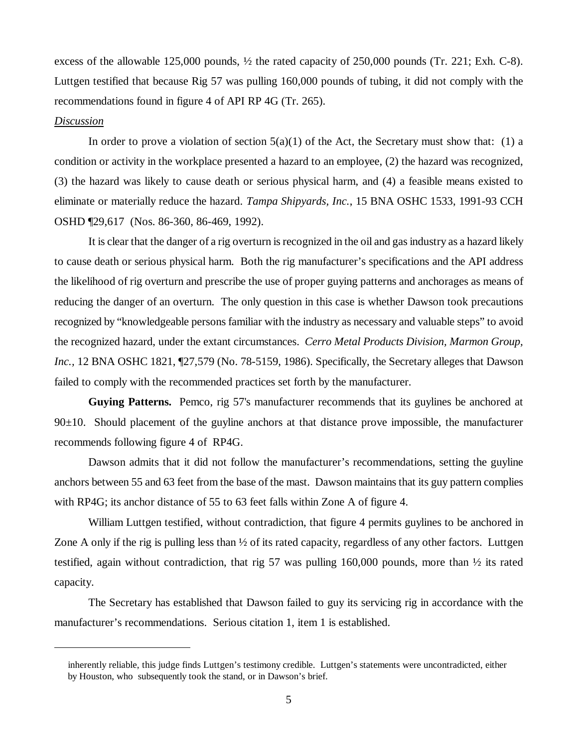excess of the allowable 125,000 pounds, ½ the rated capacity of 250,000 pounds (Tr. 221; Exh. C-8). Luttgen testified that because Rig 57 was pulling 160,000 pounds of tubing, it did not comply with the recommendations found in figure 4 of API RP 4G (Tr. 265).

*Discussion*

In order to prove a violation of section 5(a)(1) of the Act, the Secretary must show that: (1) a condition or activity in the workplace presented a hazard to an employee, (2) the hazard was recognized, (3) the hazard was likely to cause death or serious physical harm, and (4) a feasible means existed to eliminate or materially reduce the hazard. *Tampa Shipyards, Inc.*, 15 BNA OSHC 1533, 1991-93 CCH OSHD ¶29,617 (Nos. 86-360, 86-469, 1992).

It is clear that the danger of a rig overturn is recognized in the oil and gas industry as a hazard likely to cause death or serious physical harm. Both the rig manufacturer's specifications and the API address the likelihood of rig overturn and prescribe the use of proper guying patterns and anchorages as means of reducing the danger of an overturn. The only question in this case is whether Dawson took precautions recognized by "knowledgeable persons familiar with the industry as necessary and valuable steps" to avoid the recognized hazard, under the extant circumstances. *Cerro Metal Products Division, Marmon Group, Inc.*, 12 BNA OSHC 1821, ¶27,579 (No. 78-5159, 1986). Specifically, the Secretary alleges that Dawson failed to comply with the recommended practices set forth by the manufacturer.

**Guying Patterns.** Pemco, rig 57's manufacturer recommends that its guylines be anchored at 90±10. Should placement of the guyline anchors at that distance prove impossible, the manufacturer recommends following figure 4 of RP4G.

Dawson admits that it did not follow the manufacturer's recommendations, setting the guyline anchors between 55 and 63 feet from the base of the mast. Dawson maintains that its guy pattern complies with RP4G; its anchor distance of 55 to 63 feet falls within Zone A of figure 4.

William Luttgen testified, without contradiction, that figure 4 permits guylines to be anchored in Zone A only if the rig is pulling less than ½ of its rated capacity, regardless of any other factors. Luttgen testified, again without contradiction, that rig 57 was pulling 160,000 pounds, more than ½ its rated capacity.

The Secretary has established that Dawson failed to guy its servicing rig in accordance with the manufacturer's recommendations. Serious citation 1, item 1 is established.

---

inherently reliable, this judge finds Luttgen's testimony credible. Luttgen's statements were uncontradicted, either by Houston, who subsequently took the stand, or in Dawson's brief.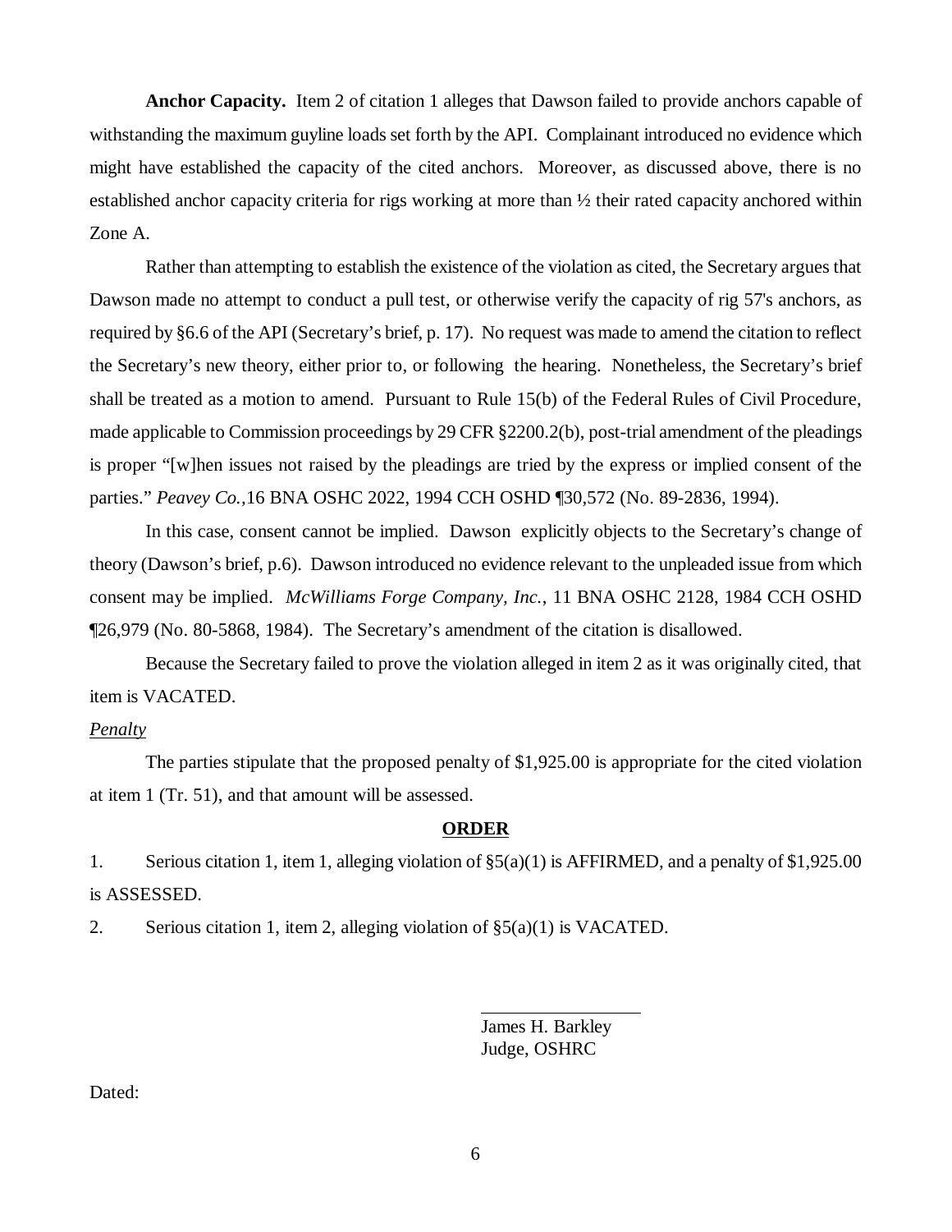**Anchor Capacity.** Item 2 of citation 1 alleges that Dawson failed to provide anchors capable of withstanding the maximum guyline loads set forth by the API. Complainant introduced no evidence which might have established the capacity of the cited anchors. Moreover, as discussed above, there is no established anchor capacity criteria for rigs working at more than ½ their rated capacity anchored within Zone A.

Rather than attempting to establish the existence of the violation as cited, the Secretary argues that Dawson made no attempt to conduct a pull test, or otherwise verify the capacity of rig 57's anchors, as required by §6.6 of the API (Secretary's brief, p. 17). No request was made to amend the citation to reflect the Secretary's new theory, either prior to, or following the hearing. Nonetheless, the Secretary's brief shall be treated as a motion to amend. Pursuant to Rule 15(b) of the Federal Rules of Civil Procedure, made applicable to Commission proceedings by 29 CFR §2200.2(b), post-trial amendment of the pleadings is proper "[w]hen issues not raised by the pleadings are tried by the express or implied consent of the parties." *Peavey Co.,*16 BNA OSHC 2022, 1994 CCH OSHD ¶30,572 (No. 89-2836, 1994).

In this case, consent cannot be implied. Dawson explicitly objects to the Secretary's change of theory (Dawson's brief, p.6). Dawson introduced no evidence relevant to the unpleaded issue from which consent may be implied. *McWilliams Forge Company, Inc.*, 11 BNA OSHC 2128, 1984 CCH OSHD ¶26,979 (No. 80-5868, 1984). The Secretary's amendment of the citation is disallowed.

Because the Secretary failed to prove the violation alleged in item 2 as it was originally cited, that item is VACATED.

*Penalty*

The parties stipulate that the proposed penalty of $1,925.00 is appropriate for the cited violation at item 1 (Tr. 51), and that amount will be assessed.

## ORDER

1. Serious citation 1, item 1, alleging violation of §5(a)(1) is AFFIRMED, and a penalty of $1,925.00 is ASSESSED.

2. Serious citation 1, item 2, alleging violation of §5(a)(1) is VACATED.

James H. Barkley
Judge, OSHRC

Dated: